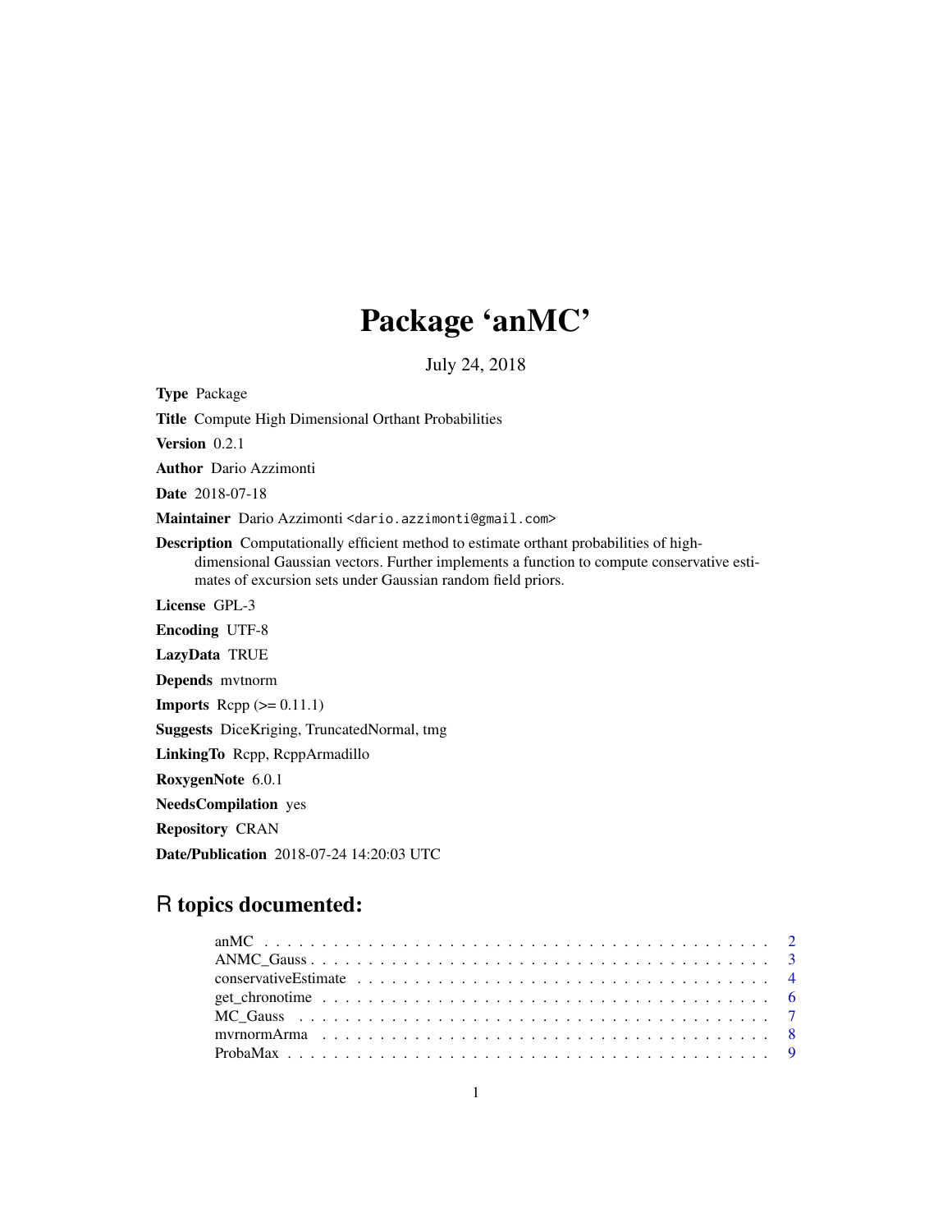# Package 'anMC'

July 24, 2018

**Type** Package

**Title** Compute High Dimensional Orthant Probabilities

**Version** 0.2.1

**Author** Dario Azzimonti

**Date** 2018-07-18

**Maintainer** Dario Azzimonti <dario.azzimonti@gmail.com>

**Description** Computationally efficient method to estimate orthant probabilities of high-dimensional Gaussian vectors. Further implements a function to compute conservative estimates of excursion sets under Gaussian random field priors.

**License** GPL-3

**Encoding** UTF-8

**LazyData** TRUE

**Depends** mvtnorm

**Imports** Rcpp (>= 0.11.1)

**Suggests** DiceKriging, TruncatedNormal, tmg

**LinkingTo** Rcpp, RcppArmadillo

**RoxygenNote** 6.0.1

**NeedsCompilation** yes

**Repository** CRAN

**Date/Publication** 2018-07-24 14:20:03 UTC

## R topics documented:

| | |
|---|---|
| anMC | 2 |
| ANMC_Gauss | 3 |
| conservativeEstimate | 4 |
| get_chronotime | 6 |
| MC_Gauss | 7 |
| mvrnormArma | 8 |
| ProbaMax | 9 |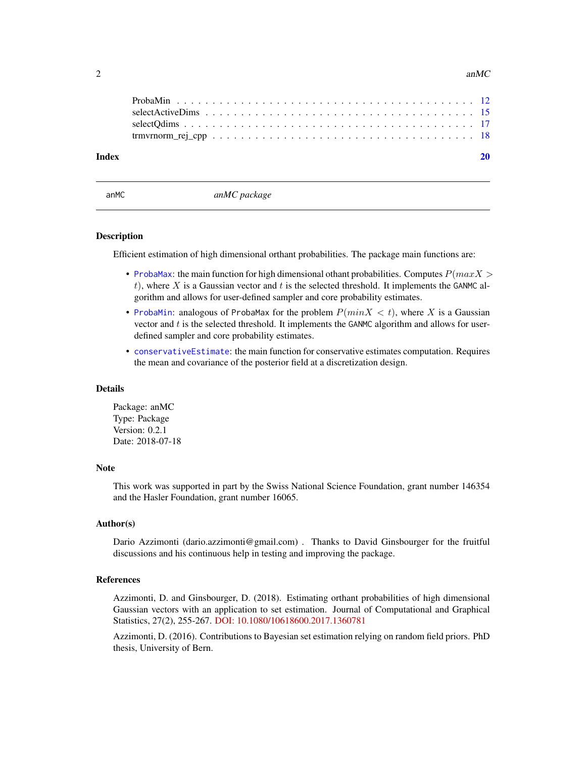| | |
|---|---|
| ProbaMin | 12 |
| selectActiveDims | 15 |
| selectQdims | 17 |
| trmvrnorm_rej_cpp | 18 |

**Index** **20**

---

`anMC` *anMC package*

---

### Description

Efficient estimation of high dimensional orthant probabilities. The package main functions are:

- `ProbaMax`: the main function for high dimensional othant probabilities. Computes $P(maxX > t)$, where $X$ is a Gaussian vector and $t$ is the selected threshold. It implements the `GANMC` algorithm and allows for user-defined sampler and core probability estimates.
- `ProbaMin`: analogous of `ProbaMax` for the problem $P(minX < t)$, where $X$ is a Gaussian vector and $t$ is the selected threshold. It implements the `GANMC` algorithm and allows for user-defined sampler and core probability estimates.
- `conservativeEstimate`: the main function for conservative estimates computation. Requires the mean and covariance of the posterior field at a discretization design.

### Details

Package: anMC
Type: Package
Version: 0.2.1
Date: 2018-07-18

### Note

This work was supported in part by the Swiss National Science Foundation, grant number 146354 and the Hasler Foundation, grant number 16065.

### Author(s)

Dario Azzimonti (dario.azzimonti@gmail.com) . Thanks to David Ginsbourger for the fruitful discussions and his continuous help in testing and improving the package.

### References

Azzimonti, D. and Ginsbourger, D. (2018). Estimating orthant probabilities of high dimensional Gaussian vectors with an application to set estimation. Journal of Computational and Graphical Statistics, 27(2), 255-267. DOI: 10.1080/10618600.2017.1360781

Azzimonti, D. (2016). Contributions to Bayesian set estimation relying on random field priors. PhD thesis, University of Bern.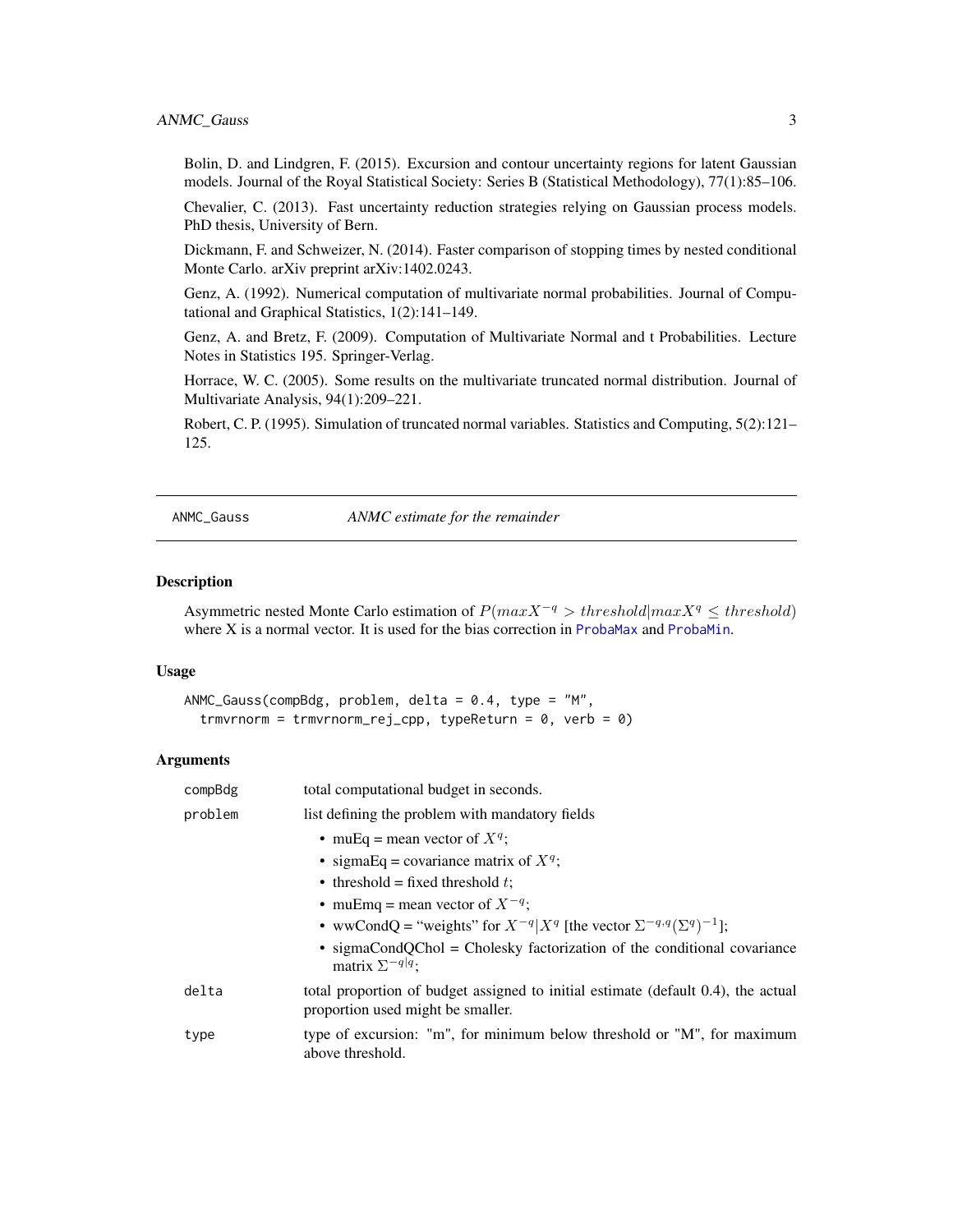Bolin, D. and Lindgren, F. (2015). Excursion and contour uncertainty regions for latent Gaussian models. Journal of the Royal Statistical Society: Series B (Statistical Methodology), 77(1):85–106.

Chevalier, C. (2013). Fast uncertainty reduction strategies relying on Gaussian process models. PhD thesis, University of Bern.

Dickmann, F. and Schweizer, N. (2014). Faster comparison of stopping times by nested conditional Monte Carlo. arXiv preprint arXiv:1402.0243.

Genz, A. (1992). Numerical computation of multivariate normal probabilities. Journal of Computational and Graphical Statistics, 1(2):141–149.

Genz, A. and Bretz, F. (2009). Computation of Multivariate Normal and t Probabilities. Lecture Notes in Statistics 195. Springer-Verlag.

Horrace, W. C. (2005). Some results on the multivariate truncated normal distribution. Journal of Multivariate Analysis, 94(1):209–221.

Robert, C. P. (1995). Simulation of truncated normal variables. Statistics and Computing, 5(2):121–125.

---

## ANMC_Gauss — *ANMC estimate for the remainder*

### Description

Asymmetric nested Monte Carlo estimation of $P(maxX^{-q} > threshold | maxX^{q} \leq threshold)$ where X is a normal vector. It is used for the bias correction in ProbaMax and ProbaMin.

### Usage

```
ANMC_Gauss(compBdg, problem, delta = 0.4, type = "M",
  trmvrnorm = trmvrnorm_rej_cpp, typeReturn = 0, verb = 0)
```

### Arguments

| | |
|---|---|
| compBdg | total computational budget in seconds. |
| problem | list defining the problem with mandatory fields<br>• muEq = mean vector of $X^{q}$;<br>• sigmaEq = covariance matrix of $X^{q}$;<br>• threshold = fixed threshold $t$;<br>• muEmq = mean vector of $X^{-q}$;<br>• wwCondQ = "weights" for $X^{-q} \vert X^{q}$ [the vector $\Sigma^{-q,q}(\Sigma^{q})^{-1}$];<br>• sigmaCondQChol = Cholesky factorization of the conditional covariance matrix $\Sigma^{-q\vert q}$; |
| delta | total proportion of budget assigned to initial estimate (default 0.4), the actual proportion used might be smaller. |
| type | type of excursion: "m", for minimum below threshold or "M", for maximum above threshold. |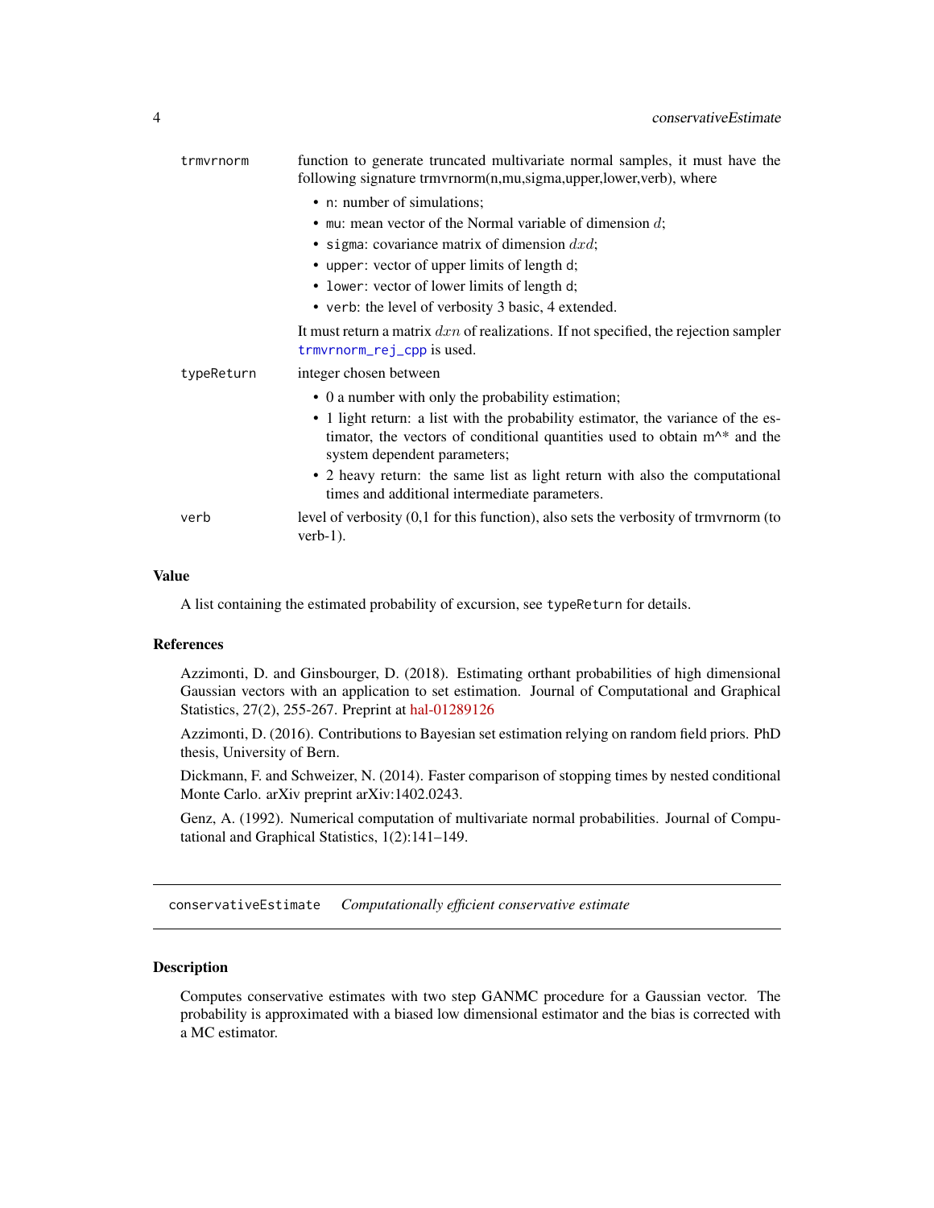| | |
|---|---|
| `trmvrnorm` | function to generate truncated multivariate normal samples, it must have the following signature trmvrnorm(n,mu,sigma,upper,lower,verb), where<br>• `n`: number of simulations;<br>• `mu`: mean vector of the Normal variable of dimension $d$;<br>• `sigma`: covariance matrix of dimension $dxd$;<br>• `upper`: vector of upper limits of length d;<br>• `lower`: vector of lower limits of length d;<br>• `verb`: the level of verbosity 3 basic, 4 extended.<br>It must return a matrix $dxn$ of realizations. If not specified, the rejection sampler `trmvrnorm_rej_cpp` is used. |
| `typeReturn` | integer chosen between<br>• 0 a number with only the probability estimation;<br>• 1 light return: a list with the probability estimator, the variance of the estimator, the vectors of conditional quantities used to obtain m^* and the system dependent parameters;<br>• 2 heavy return: the same list as light return with also the computational times and additional intermediate parameters. |
| `verb` | level of verbosity (0,1 for this function), also sets the verbosity of trmvrnorm (to verb-1). |

### Value

A list containing the estimated probability of excursion, see `typeReturn` for details.

### References

Azzimonti, D. and Ginsbourger, D. (2018). Estimating orthant probabilities of high dimensional Gaussian vectors with an application to set estimation. Journal of Computational and Graphical Statistics, 27(2), 255-267. Preprint at hal-01289126

Azzimonti, D. (2016). Contributions to Bayesian set estimation relying on random field priors. PhD thesis, University of Bern.

Dickmann, F. and Schweizer, N. (2014). Faster comparison of stopping times by nested conditional Monte Carlo. arXiv preprint arXiv:1402.0243.

Genz, A. (1992). Numerical computation of multivariate normal probabilities. Journal of Computational and Graphical Statistics, 1(2):141–149.

---

## conservativeEstimate    *Computationally efficient conservative estimate*

### Description

Computes conservative estimates with two step GANMC procedure for a Gaussian vector. The probability is approximated with a biased low dimensional estimator and the bias is corrected with a MC estimator.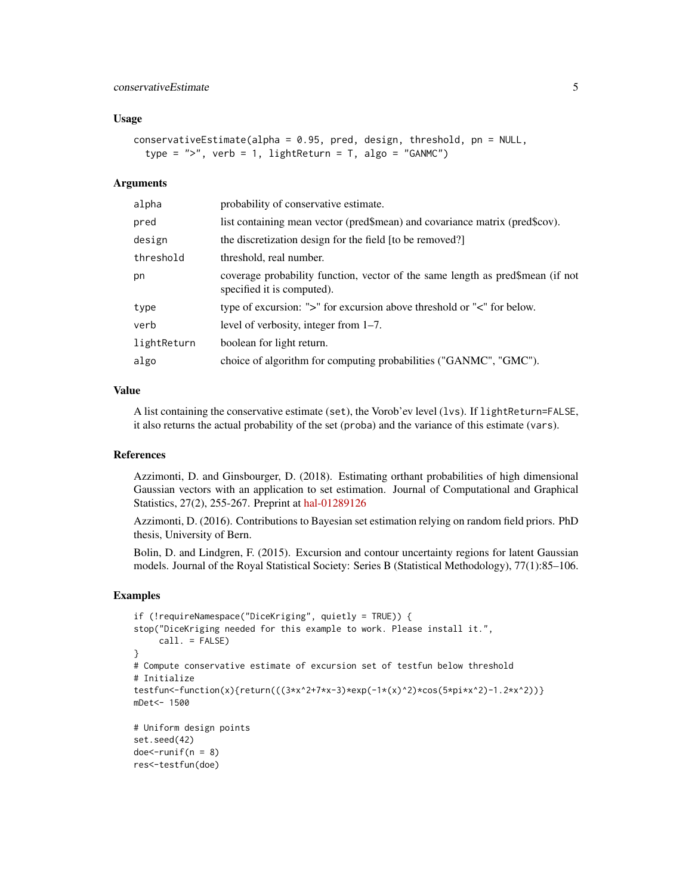## Usage

```
conservativeEstimate(alpha = 0.95, pred, design, threshold, pn = NULL,
  type = ">", verb = 1, lightReturn = T, algo = "GANMC")
```

## Arguments

| | |
|---|---|
| alpha | probability of conservative estimate. |
| pred | list containing mean vector (pred$mean) and covariance matrix (pred$cov). |
| design | the discretization design for the field [to be removed?] |
| threshold | threshold, real number. |
| pn | coverage probability function, vector of the same length as pred$mean (if not specified it is computed). |
| type | type of excursion: ">" for excursion above threshold or "<" for below. |
| verb | level of verbosity, integer from 1–7. |
| lightReturn | boolean for light return. |
| algo | choice of algorithm for computing probabilities ("GANMC", "GMC"). |

## Value

A list containing the conservative estimate (`set`), the Vorob'ev level (`lvs`). If `lightReturn=FALSE`, it also returns the actual probability of the set (`proba`) and the variance of this estimate (`vars`).

## References

Azzimonti, D. and Ginsbourger, D. (2018). Estimating orthant probabilities of high dimensional Gaussian vectors with an application to set estimation. Journal of Computational and Graphical Statistics, 27(2), 255-267. Preprint at hal-01289126

Azzimonti, D. (2016). Contributions to Bayesian set estimation relying on random field priors. PhD thesis, University of Bern.

Bolin, D. and Lindgren, F. (2015). Excursion and contour uncertainty regions for latent Gaussian models. Journal of the Royal Statistical Society: Series B (Statistical Methodology), 77(1):85–106.

## Examples

```
if (!requireNamespace("DiceKriging", quietly = TRUE)) {
stop("DiceKriging needed for this example to work. Please install it.",
     call. = FALSE)
}
# Compute conservative estimate of excursion set of testfun below threshold
# Initialize
testfun<-function(x){return(((3*x^2+7*x-3)*exp(-1*(x)^2)*cos(5*pi*x^2)-1.2*x^2))}
mDet<- 1500

# Uniform design points
set.seed(42)
doe<-runif(n = 8)
res<-testfun(doe)
```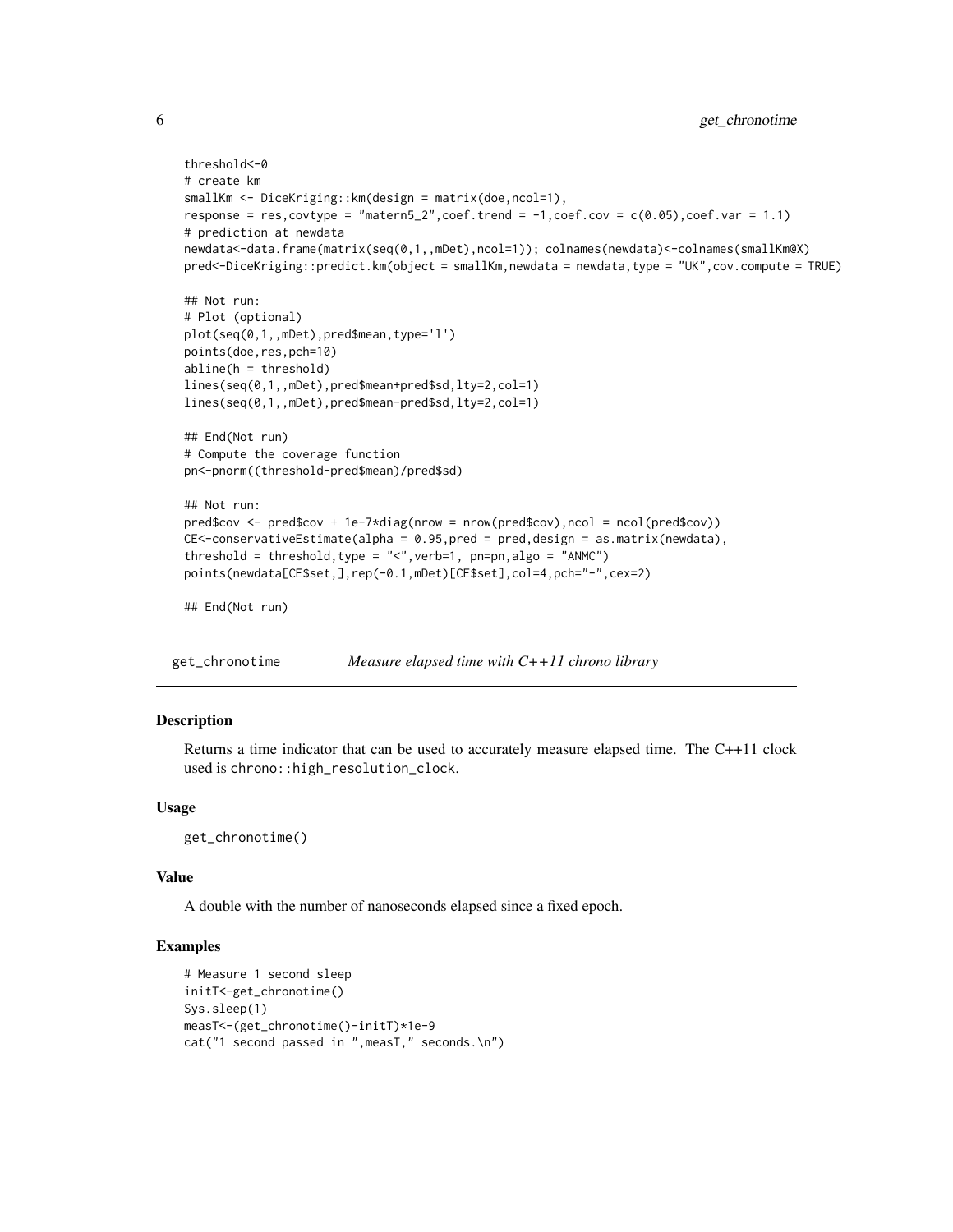```
threshold<-0
# create km
smallKm <- DiceKriging::km(design = matrix(doe,ncol=1),
response = res,covtype = "matern5_2",coef.trend = -1,coef.cov = c(0.05),coef.var = 1.1)
# prediction at newdata
newdata<-data.frame(matrix(seq(0,1,,mDet),ncol=1)); colnames(newdata)<-colnames(smallKm@X)
pred<-DiceKriging::predict.km(object = smallKm,newdata = newdata,type = "UK",cov.compute = TRUE)

## Not run:
# Plot (optional)
plot(seq(0,1,,mDet),pred$mean,type='l')
points(doe,res,pch=10)
abline(h = threshold)
lines(seq(0,1,,mDet),pred$mean+pred$sd,lty=2,col=1)
lines(seq(0,1,,mDet),pred$mean-pred$sd,lty=2,col=1)

## End(Not run)
# Compute the coverage function
pn<-pnorm((threshold-pred$mean)/pred$sd)

## Not run:
pred$cov <- pred$cov + 1e-7*diag(nrow = nrow(pred$cov),ncol = ncol(pred$cov))
CE<-conservativeEstimate(alpha = 0.95,pred = pred,design = as.matrix(newdata),
threshold = threshold,type = "<",verb=1, pn=pn,algo = "ANMC")
points(newdata[CE$set,],rep(-0.1,mDet)[CE$set],col=4,pch="-",cex=2)

## End(Not run)
```

---

## get_chronotime — *Measure elapsed time with C++11 chrono library*

### Description

Returns a time indicator that can be used to accurately measure elapsed time. The C++11 clock used is `chrono::high_resolution_clock`.

### Usage

```
get_chronotime()
```

### Value

A double with the number of nanoseconds elapsed since a fixed epoch.

### Examples

```
# Measure 1 second sleep
initT<-get_chronotime()
Sys.sleep(1)
measT<-(get_chronotime()-initT)*1e-9
cat("1 second passed in ",measT," seconds.\n")
```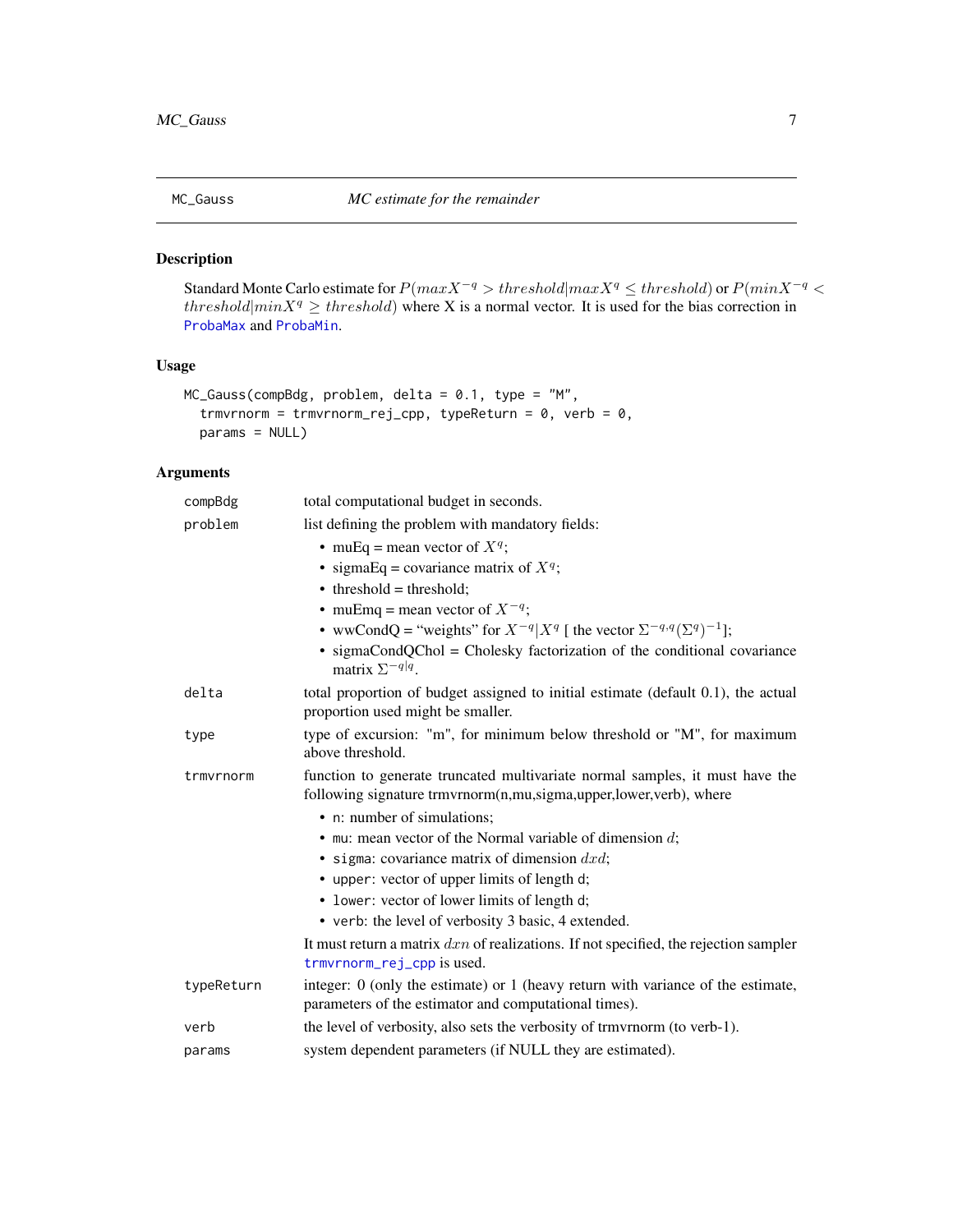## MC_Gauss — *MC estimate for the remainder*

### Description

Standard Monte Carlo estimate for $P(maxX^{-q} > threshold|maxX^q \leq threshold)$ or $P(minX^{-q} < threshold|minX^q \geq threshold)$ where X is a normal vector. It is used for the bias correction in ProbaMax and ProbaMin.

### Usage

```
MC_Gauss(compBdg, problem, delta = 0.1, type = "M",
  trmvrnorm = trmvrnorm_rej_cpp, typeReturn = 0, verb = 0,
  params = NULL)
```

### Arguments

- `compBdg` — total computational budget in seconds.
- `problem` — list defining the problem with mandatory fields:
  - muEq = mean vector of $X^q$;
  - sigmaEq = covariance matrix of $X^q$;
  - threshold = threshold;
  - muEmq = mean vector of $X^{-q}$;
  - wwCondQ = "weights" for $X^{-q}|X^q$ [ the vector $\Sigma^{-q,q}(\Sigma^q)^{-1}$];
  - sigmaCondQChol = Cholesky factorization of the conditional covariance matrix $\Sigma^{-q|q}$.
- `delta` — total proportion of budget assigned to initial estimate (default 0.1), the actual proportion used might be smaller.
- `type` — type of excursion: "m", for minimum below threshold or "M", for maximum above threshold.
- `trmvrnorm` — function to generate truncated multivariate normal samples, it must have the following signature trmvrnorm(n,mu,sigma,upper,lower,verb), where
  - `n`: number of simulations;
  - `mu`: mean vector of the Normal variable of dimension $d$;
  - `sigma`: covariance matrix of dimension $dxd$;
  - `upper`: vector of upper limits of length d;
  - `lower`: vector of lower limits of length d;
  - `verb`: the level of verbosity 3 basic, 4 extended.

  It must return a matrix $dxn$ of realizations. If not specified, the rejection sampler `trmvrnorm_rej_cpp` is used.
- `typeReturn` — integer: 0 (only the estimate) or 1 (heavy return with variance of the estimate, parameters of the estimator and computational times).
- `verb` — the level of verbosity, also sets the verbosity of trmvrnorm (to verb-1).
- `params` — system dependent parameters (if NULL they are estimated).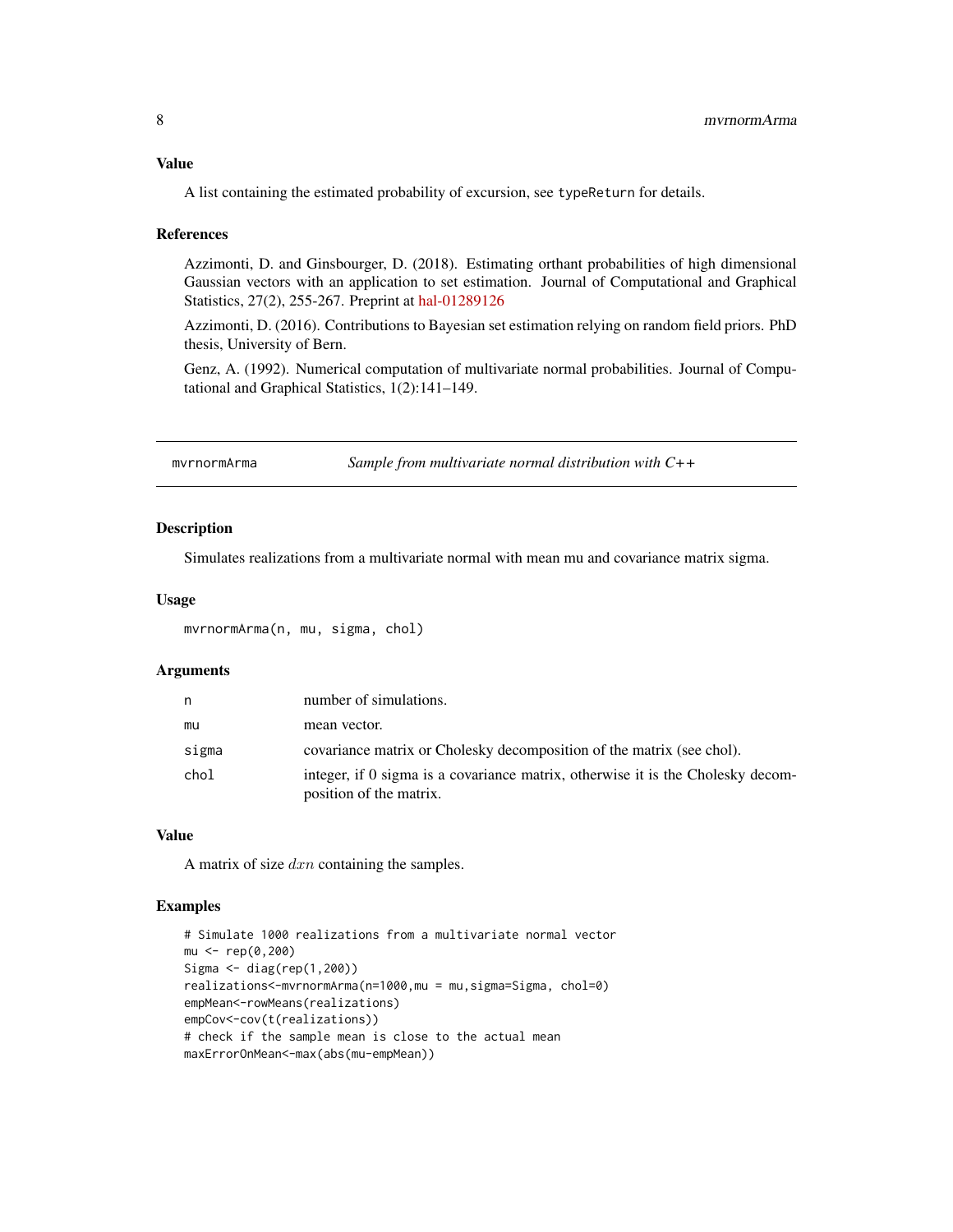### Value

A list containing the estimated probability of excursion, see typeReturn for details.

### References

Azzimonti, D. and Ginsbourger, D. (2018). Estimating orthant probabilities of high dimensional Gaussian vectors with an application to set estimation. Journal of Computational and Graphical Statistics, 27(2), 255-267. Preprint at hal-01289126

Azzimonti, D. (2016). Contributions to Bayesian set estimation relying on random field priors. PhD thesis, University of Bern.

Genz, A. (1992). Numerical computation of multivariate normal probabilities. Journal of Computational and Graphical Statistics, 1(2):141–149.

---

## mvrnormArma — *Sample from multivariate normal distribution with C++*

### Description

Simulates realizations from a multivariate normal with mean mu and covariance matrix sigma.

### Usage

```
mvrnormArma(n, mu, sigma, chol)
```

### Arguments

| | |
|---|---|
| n | number of simulations. |
| mu | mean vector. |
| sigma | covariance matrix or Cholesky decomposition of the matrix (see chol). |
| chol | integer, if 0 sigma is a covariance matrix, otherwise it is the Cholesky decomposition of the matrix. |

### Value

A matrix of size $dxn$ containing the samples.

### Examples

```
# Simulate 1000 realizations from a multivariate normal vector
mu <- rep(0,200)
Sigma <- diag(rep(1,200))
realizations<-mvrnormArma(n=1000,mu = mu,sigma=Sigma, chol=0)
empMean<-rowMeans(realizations)
empCov<-cov(t(realizations))
# check if the sample mean is close to the actual mean
maxErrorOnMean<-max(abs(mu-empMean))
```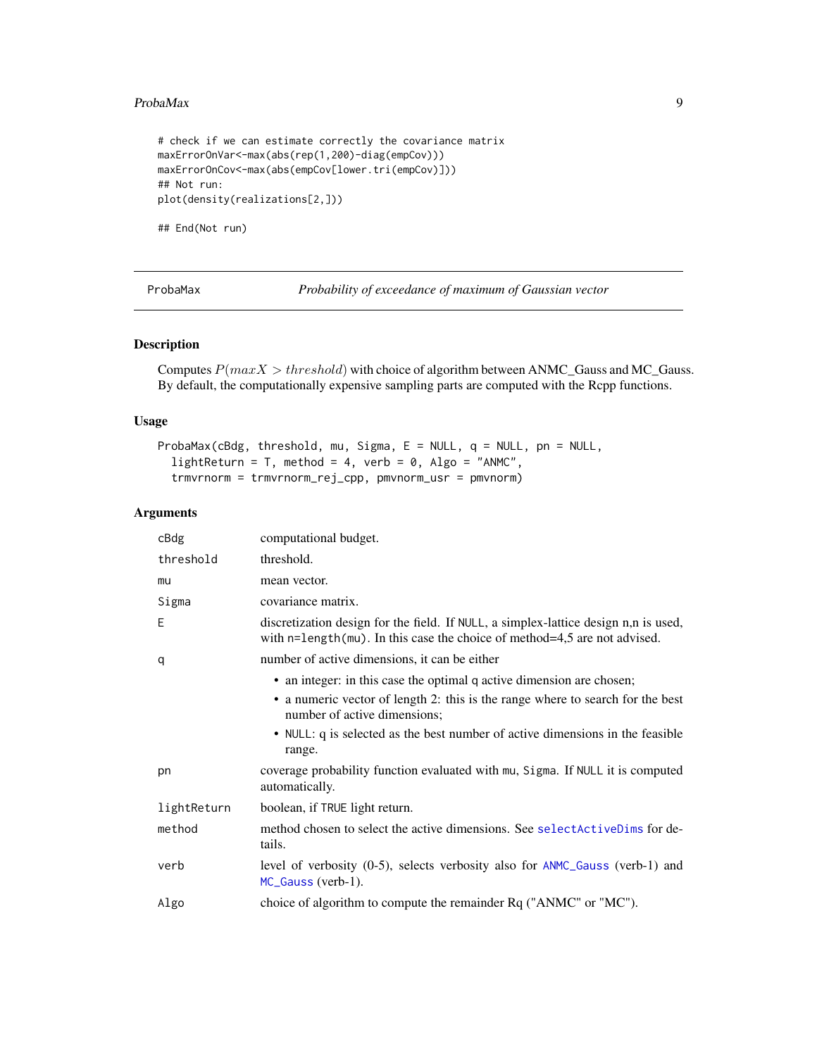```
# check if we can estimate correctly the covariance matrix
maxErrorOnVar<-max(abs(rep(1,200)-diag(empCov)))
maxErrorOnCov<-max(abs(empCov[lower.tri(empCov)]))
## Not run:
plot(density(realizations[2,]))

## End(Not run)
```

## ProbaMax — *Probability of exceedance of maximum of Gaussian vector*

### Description

Computes $P(maxX > threshold)$ with choice of algorithm between ANMC_Gauss and MC_Gauss. By default, the computationally expensive sampling parts are computed with the Rcpp functions.

### Usage

```
ProbaMax(cBdg, threshold, mu, Sigma, E = NULL, q = NULL, pn = NULL,
  lightReturn = T, method = 4, verb = 0, Algo = "ANMC",
  trmvrnorm = trmvrnorm_rej_cpp, pmvnorm_usr = pmvnorm)
```

### Arguments

| | |
|---|---|
| cBdg | computational budget. |
| threshold | threshold. |
| mu | mean vector. |
| Sigma | covariance matrix. |
| E | discretization design for the field. If NULL, a simplex-lattice design n,n is used, with n=length(mu). In this case the choice of method=4,5 are not advised. |
| q | number of active dimensions, it can be either<br>• an integer: in this case the optimal q active dimension are chosen;<br>• a numeric vector of length 2: this is the range where to search for the best number of active dimensions;<br>• NULL: q is selected as the best number of active dimensions in the feasible range. |
| pn | coverage probability function evaluated with mu, Sigma. If NULL it is computed automatically. |
| lightReturn | boolean, if TRUE light return. |
| method | method chosen to select the active dimensions. See selectActiveDims for details. |
| verb | level of verbosity (0-5), selects verbosity also for ANMC_Gauss (verb-1) and MC_Gauss (verb-1). |
| Algo | choice of algorithm to compute the remainder Rq ("ANMC" or "MC"). |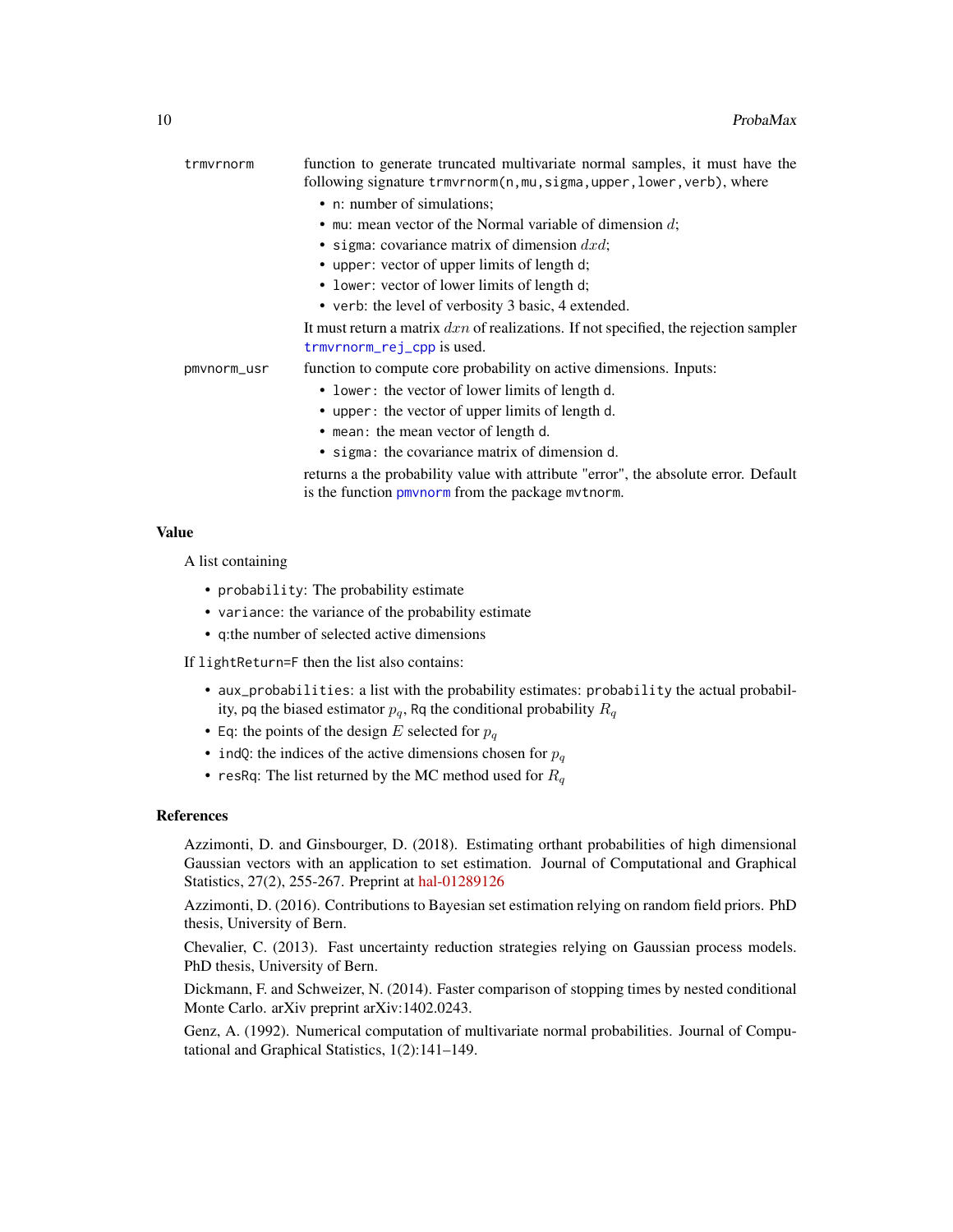`trmvrnorm` function to generate truncated multivariate normal samples, it must have the following signature `trmvrnorm(n,mu,sigma,upper,lower,verb)`, where

- `n`: number of simulations;
- `mu`: mean vector of the Normal variable of dimension $d$;
- `sigma`: covariance matrix of dimension $dxd$;
- `upper`: vector of upper limits of length `d`;
- `lower`: vector of lower limits of length `d`;
- `verb`: the level of verbosity 3 basic, 4 extended.

It must return a matrix $dxn$ of realizations. If not specified, the rejection sampler `trmvrnorm_rej_cpp` is used.

`pmvnorm_usr` function to compute core probability on active dimensions. Inputs:

- `lower`: the vector of lower limits of length `d`.
- `upper`: the vector of upper limits of length `d`.
- `mean`: the mean vector of length `d`.
- `sigma`: the covariance matrix of dimension `d`.

returns a the probability value with attribute "error", the absolute error. Default is the function `pmvnorm` from the package `mvtnorm`.

## Value

A list containing

- `probability`: The probability estimate
- `variance`: the variance of the probability estimate
- `q`:the number of selected active dimensions

If `lightReturn=F` then the list also contains:

- `aux_probabilities`: a list with the probability estimates: `probability` the actual probability, `pq` the biased estimator $p_q$, `Rq` the conditional probability $R_q$
- `Eq`: the points of the design $E$ selected for $p_q$
- `indQ`: the indices of the active dimensions chosen for $p_q$
- `resRq`: The list returned by the MC method used for $R_q$

## References

Azzimonti, D. and Ginsbourger, D. (2018). Estimating orthant probabilities of high dimensional Gaussian vectors with an application to set estimation. Journal of Computational and Graphical Statistics, 27(2), 255-267. Preprint at hal-01289126

Azzimonti, D. (2016). Contributions to Bayesian set estimation relying on random field priors. PhD thesis, University of Bern.

Chevalier, C. (2013). Fast uncertainty reduction strategies relying on Gaussian process models. PhD thesis, University of Bern.

Dickmann, F. and Schweizer, N. (2014). Faster comparison of stopping times by nested conditional Monte Carlo. arXiv preprint arXiv:1402.0243.

Genz, A. (1992). Numerical computation of multivariate normal probabilities. Journal of Computational and Graphical Statistics, 1(2):141–149.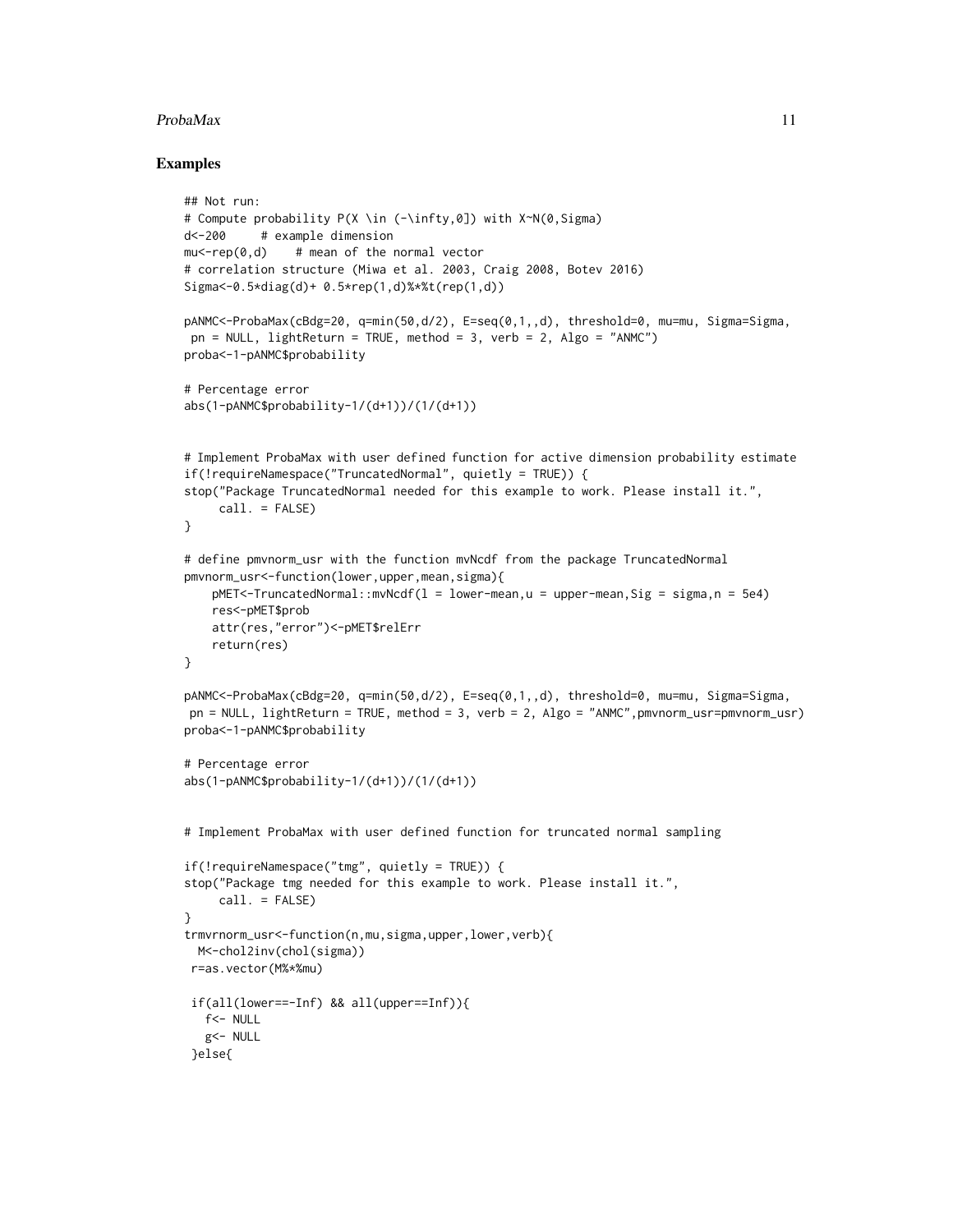## Examples

```
## Not run:
# Compute probability P(X \in (-\infty,0]) with X~N(0,Sigma)
d<-200     # example dimension
mu<-rep(0,d)    # mean of the normal vector
# correlation structure (Miwa et al. 2003, Craig 2008, Botev 2016)
Sigma<-0.5*diag(d)+ 0.5*rep(1,d)%*%t(rep(1,d))

pANMC<-ProbaMax(cBdg=20, q=min(50,d/2), E=seq(0,1,,d), threshold=0, mu=mu, Sigma=Sigma,
 pn = NULL, lightReturn = TRUE, method = 3, verb = 2, Algo = "ANMC")
proba<-1-pANMC$probability

# Percentage error
abs(1-pANMC$probability-1/(d+1))/(1/(d+1))


# Implement ProbaMax with user defined function for active dimension probability estimate
if(!requireNamespace("TruncatedNormal", quietly = TRUE)) {
stop("Package TruncatedNormal needed for this example to work. Please install it.",
     call. = FALSE)
}

# define pmvnorm_usr with the function mvNcdf from the package TruncatedNormal
pmvnorm_usr<-function(lower,upper,mean,sigma){
    pMET<-TruncatedNormal::mvNcdf(l = lower-mean,u = upper-mean,Sig = sigma,n = 5e4)
    res<-pMET$prob
    attr(res,"error")<-pMET$relErr
    return(res)
}

pANMC<-ProbaMax(cBdg=20, q=min(50,d/2), E=seq(0,1,,d), threshold=0, mu=mu, Sigma=Sigma,
 pn = NULL, lightReturn = TRUE, method = 3, verb = 2, Algo = "ANMC",pmvnorm_usr=pmvnorm_usr)
proba<-1-pANMC$probability

# Percentage error
abs(1-pANMC$probability-1/(d+1))/(1/(d+1))


# Implement ProbaMax with user defined function for truncated normal sampling

if(!requireNamespace("tmg", quietly = TRUE)) {
stop("Package tmg needed for this example to work. Please install it.",
     call. = FALSE)
}
trmvrnorm_usr<-function(n,mu,sigma,upper,lower,verb){
  M<-chol2inv(chol(sigma))
 r=as.vector(M%*%mu)

 if(all(lower==-Inf) && all(upper==Inf)){
   f<- NULL
   g<- NULL
 }else{
```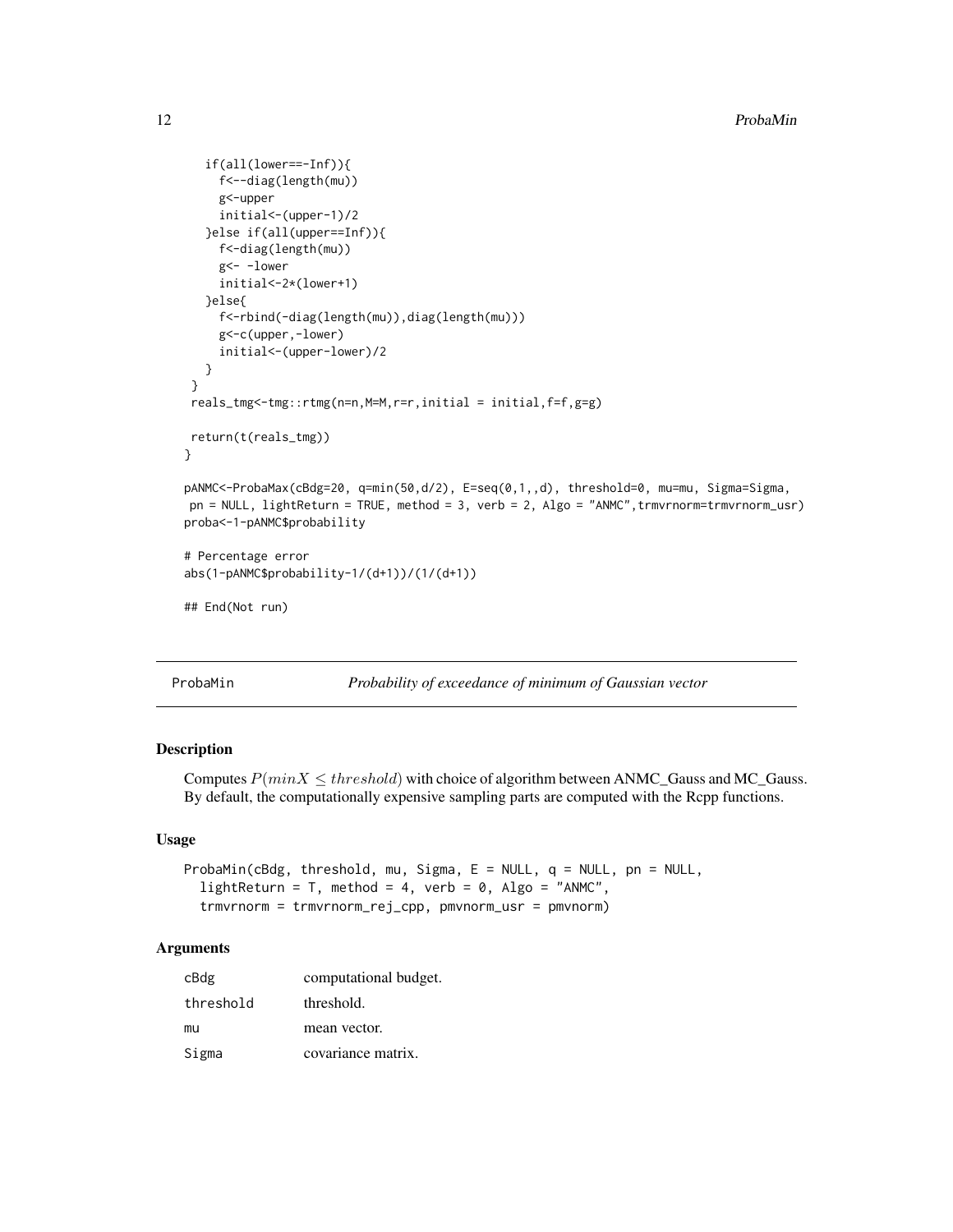```
    if(all(lower==-Inf)){
      f<--diag(length(mu))
      g<-upper
      initial<-(upper-1)/2
    }else if(all(upper==Inf)){
      f<-diag(length(mu))
      g<- -lower
      initial<-2*(lower+1)
    }else{
      f<-rbind(-diag(length(mu)),diag(length(mu)))
      g<-c(upper,-lower)
      initial<-(upper-lower)/2
    }
  }
  reals_tmg<-tmg::rtmg(n=n,M=M,r=r,initial = initial,f=f,g=g)

  return(t(reals_tmg))
}

pANMC<-ProbaMax(cBdg=20, q=min(50,d/2), E=seq(0,1,,d), threshold=0, mu=mu, Sigma=Sigma,
 pn = NULL, lightReturn = TRUE, method = 3, verb = 2, Algo = "ANMC",trmvrnorm=trmvrnorm_usr)
proba<-1-pANMC$probability

# Percentage error
abs(1-pANMC$probability-1/(d+1))/(1/(d+1))

## End(Not run)
```

## ProbaMin — *Probability of exceedance of minimum of Gaussian vector*

### Description

Computes $P(min X \leq threshold)$ with choice of algorithm between ANMC_Gauss and MC_Gauss. By default, the computationally expensive sampling parts are computed with the Rcpp functions.

### Usage

```
ProbaMin(cBdg, threshold, mu, Sigma, E = NULL, q = NULL, pn = NULL,
  lightReturn = T, method = 4, verb = 0, Algo = "ANMC",
  trmvrnorm = trmvrnorm_rej_cpp, pmvnorm_usr = pmvnorm)
```

### Arguments

| | |
|---|---|
| cBdg | computational budget. |
| threshold | threshold. |
| mu | mean vector. |
| Sigma | covariance matrix. |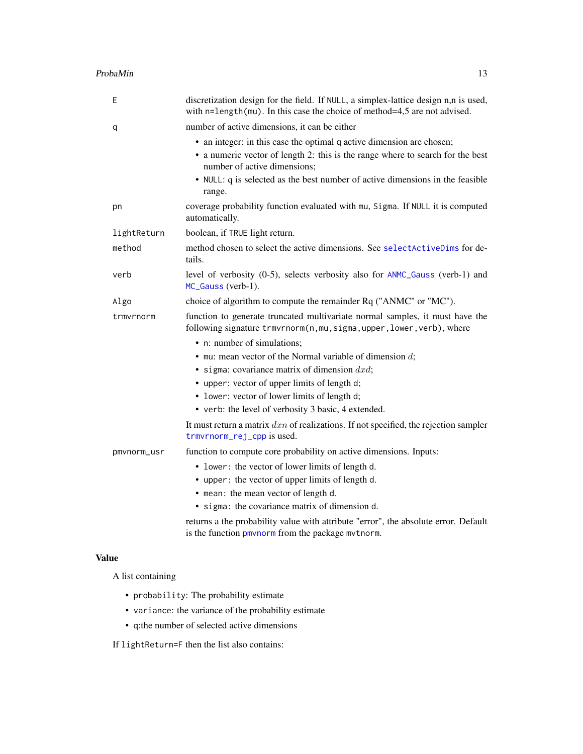| | |
|---|---|
| E | discretization design for the field. If NULL, a simplex-lattice design n,n is used, with n=length(mu). In this case the choice of method=4,5 are not advised. |
| q | number of active dimensions, it can be either<br>• an integer: in this case the optimal q active dimension are chosen;<br>• a numeric vector of length 2: this is the range where to search for the best number of active dimensions;<br>• NULL: q is selected as the best number of active dimensions in the feasible range. |
| pn | coverage probability function evaluated with mu, Sigma. If NULL it is computed automatically. |
| lightReturn | boolean, if TRUE light return. |
| method | method chosen to select the active dimensions. See selectActiveDims for details. |
| verb | level of verbosity (0-5), selects verbosity also for ANMC_Gauss (verb-1) and MC_Gauss (verb-1). |
| Algo | choice of algorithm to compute the remainder Rq ("ANMC" or "MC"). |
| trmvrnorm | function to generate truncated multivariate normal samples, it must have the following signature trmvrnorm(n,mu,sigma,upper,lower,verb), where<br>• n: number of simulations;<br>• mu: mean vector of the Normal variable of dimension $d$;<br>• sigma: covariance matrix of dimension $dxd$;<br>• upper: vector of upper limits of length d;<br>• lower: vector of lower limits of length d;<br>• verb: the level of verbosity 3 basic, 4 extended.<br>It must return a matrix $dxn$ of realizations. If not specified, the rejection sampler trmvrnorm_rej_cpp is used. |
| pmvnorm_usr | function to compute core probability on active dimensions. Inputs:<br>• lower: the vector of lower limits of length d.<br>• upper: the vector of upper limits of length d.<br>• mean: the mean vector of length d.<br>• sigma: the covariance matrix of dimension d.<br>returns a the probability value with attribute "error", the absolute error. Default is the function pmvnorm from the package mvtnorm. |

## Value

A list containing

- probability: The probability estimate
- variance: the variance of the probability estimate
- q:the number of selected active dimensions

If lightReturn=F then the list also contains: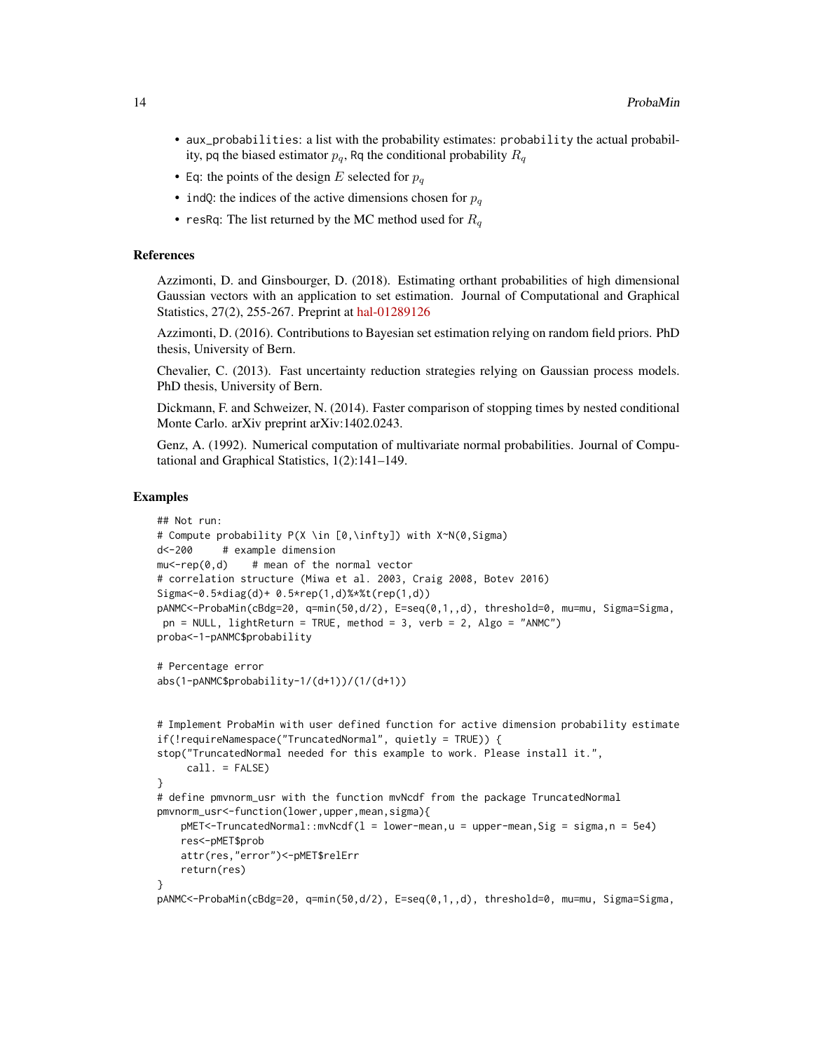- `aux_probabilities`: a list with the probability estimates: `probability` the actual probability, `pq` the biased estimator $p_q$, `Rq` the conditional probability $R_q$
- `Eq`: the points of the design $E$ selected for $p_q$
- `indQ`: the indices of the active dimensions chosen for $p_q$
- `resRq`: The list returned by the MC method used for $R_q$

## References

Azzimonti, D. and Ginsbourger, D. (2018). Estimating orthant probabilities of high dimensional Gaussian vectors with an application to set estimation. Journal of Computational and Graphical Statistics, 27(2), 255-267. Preprint at hal-01289126

Azzimonti, D. (2016). Contributions to Bayesian set estimation relying on random field priors. PhD thesis, University of Bern.

Chevalier, C. (2013). Fast uncertainty reduction strategies relying on Gaussian process models. PhD thesis, University of Bern.

Dickmann, F. and Schweizer, N. (2014). Faster comparison of stopping times by nested conditional Monte Carlo. arXiv preprint arXiv:1402.0243.

Genz, A. (1992). Numerical computation of multivariate normal probabilities. Journal of Computational and Graphical Statistics, 1(2):141–149.

## Examples

```
## Not run:
# Compute probability P(X \in [0,\infty]) with X~N(0,Sigma)
d<-200     # example dimension
mu<-rep(0,d)    # mean of the normal vector
# correlation structure (Miwa et al. 2003, Craig 2008, Botev 2016)
Sigma<-0.5*diag(d)+ 0.5*rep(1,d)%*%t(rep(1,d))
pANMC<-ProbaMin(cBdg=20, q=min(50,d/2), E=seq(0,1,,d), threshold=0, mu=mu, Sigma=Sigma,
 pn = NULL, lightReturn = TRUE, method = 3, verb = 2, Algo = "ANMC")
proba<-1-pANMC$probability

# Percentage error
abs(1-pANMC$probability-1/(d+1))/(1/(d+1))


# Implement ProbaMin with user defined function for active dimension probability estimate
if(!requireNamespace("TruncatedNormal", quietly = TRUE)) {
stop("TruncatedNormal needed for this example to work. Please install it.",
     call. = FALSE)
}
# define pmvnorm_usr with the function mvNcdf from the package TruncatedNormal
pmvnorm_usr<-function(lower,upper,mean,sigma){
    pMET<-TruncatedNormal::mvNcdf(l = lower-mean,u = upper-mean,Sig = sigma,n = 5e4)
    res<-pMET$prob
    attr(res,"error")<-pMET$relErr
    return(res)
}
pANMC<-ProbaMin(cBdg=20, q=min(50,d/2), E=seq(0,1,,d), threshold=0, mu=mu, Sigma=Sigma,
```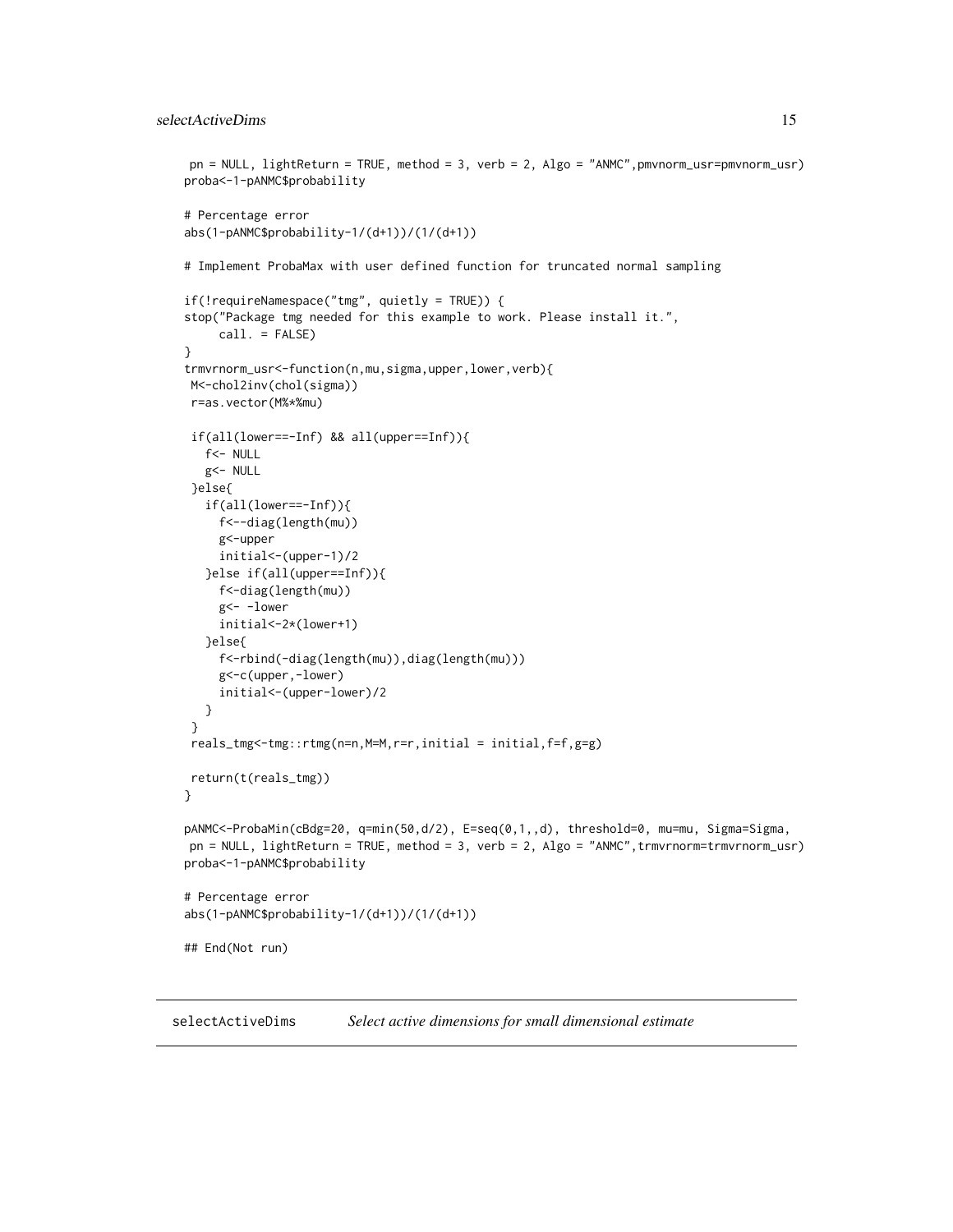```
 pn = NULL, lightReturn = TRUE, method = 3, verb = 2, Algo = "ANMC",pmvnorm_usr=pmvnorm_usr)
proba<-1-pANMC$probability

# Percentage error
abs(1-pANMC$probability-1/(d+1))/(1/(d+1))

# Implement ProbaMax with user defined function for truncated normal sampling

if(!requireNamespace("tmg", quietly = TRUE)) {
stop("Package tmg needed for this example to work. Please install it.",
     call. = FALSE)
}
trmvrnorm_usr<-function(n,mu,sigma,upper,lower,verb){
 M<-chol2inv(chol(sigma))
 r=as.vector(M%*%mu)

 if(all(lower==-Inf) && all(upper==Inf)){
   f<- NULL
   g<- NULL
 }else{
   if(all(lower==-Inf)){
     f<--diag(length(mu))
     g<-upper
     initial<-(upper-1)/2
   }else if(all(upper==Inf)){
     f<-diag(length(mu))
     g<- -lower
     initial<-2*(lower+1)
   }else{
     f<-rbind(-diag(length(mu)),diag(length(mu)))
     g<-c(upper,-lower)
     initial<-(upper-lower)/2
   }
 }
 reals_tmg<-tmg::rtmg(n=n,M=M,r=r,initial = initial,f=f,g=g)

 return(t(reals_tmg))
}

pANMC<-ProbaMin(cBdg=20, q=min(50,d/2), E=seq(0,1,,d), threshold=0, mu=mu, Sigma=Sigma,
 pn = NULL, lightReturn = TRUE, method = 3, verb = 2, Algo = "ANMC",trmvrnorm=trmvrnorm_usr)
proba<-1-pANMC$probability

# Percentage error
abs(1-pANMC$probability-1/(d+1))/(1/(d+1))

## End(Not run)
```

---

## selectActiveDims *Select active dimensions for small dimensional estimate*

---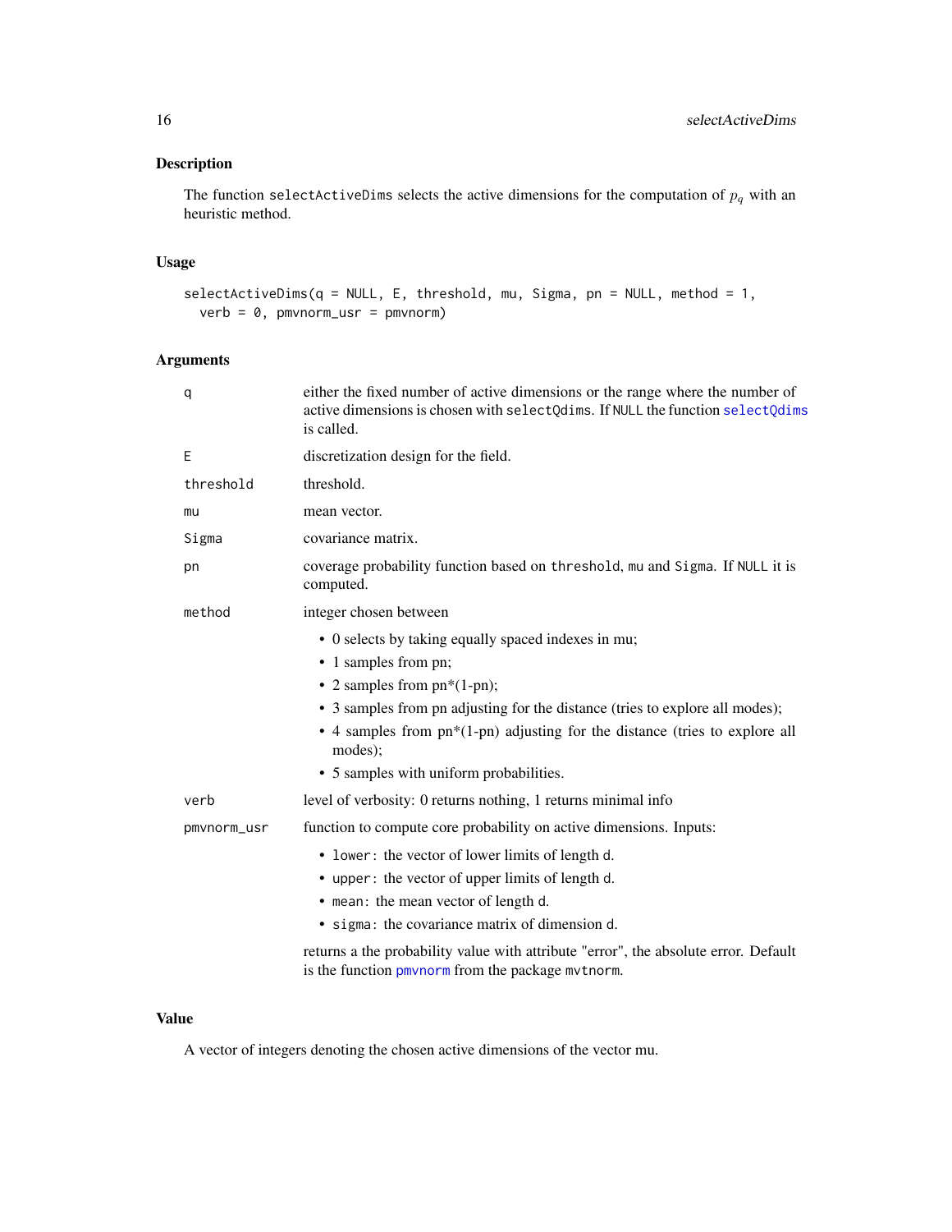## Description

The function `selectActiveDims` selects the active dimensions for the computation of $p_q$ with an heuristic method.

## Usage

```
selectActiveDims(q = NULL, E, threshold, mu, Sigma, pn = NULL, method = 1,
  verb = 0, pmvnorm_usr = pmvnorm)
```

## Arguments

| | |
|---|---|
| `q` | either the fixed number of active dimensions or the range where the number of active dimensions is chosen with `selectQdims`. If `NULL` the function `selectQdims` is called. |
| `E` | discretization design for the field. |
| `threshold` | threshold. |
| `mu` | mean vector. |
| `Sigma` | covariance matrix. |
| `pn` | coverage probability function based on `threshold`, `mu` and `Sigma`. If `NULL` it is computed. |
| `method` | integer chosen between<br>• 0 selects by taking equally spaced indexes in mu;<br>• 1 samples from pn;<br>• 2 samples from pn*(1-pn);<br>• 3 samples from pn adjusting for the distance (tries to explore all modes);<br>• 4 samples from pn*(1-pn) adjusting for the distance (tries to explore all modes);<br>• 5 samples with uniform probabilities. |
| `verb` | level of verbosity: 0 returns nothing, 1 returns minimal info |
| `pmvnorm_usr` | function to compute core probability on active dimensions. Inputs:<br>• `lower`: the vector of lower limits of length `d`.<br>• `upper`: the vector of upper limits of length `d`.<br>• `mean`: the mean vector of length `d`.<br>• `sigma`: the covariance matrix of dimension `d`.<br>returns a the probability value with attribute "error", the absolute error. Default is the function `pmvnorm` from the package `mvtnorm`. |

## Value

A vector of integers denoting the chosen active dimensions of the vector mu.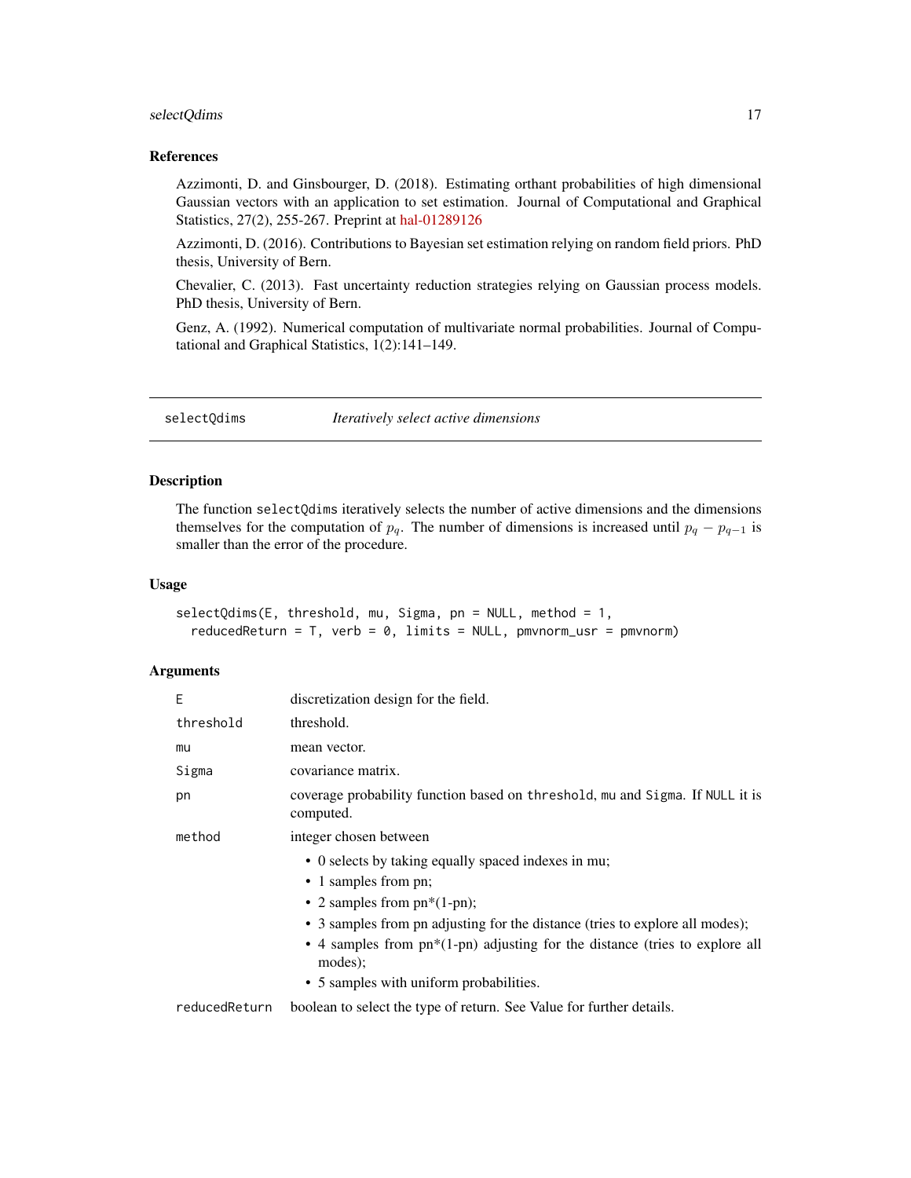### References

Azzimonti, D. and Ginsbourger, D. (2018). Estimating orthant probabilities of high dimensional Gaussian vectors with an application to set estimation. Journal of Computational and Graphical Statistics, 27(2), 255-267. Preprint at hal-01289126

Azzimonti, D. (2016). Contributions to Bayesian set estimation relying on random field priors. PhD thesis, University of Bern.

Chevalier, C. (2013). Fast uncertainty reduction strategies relying on Gaussian process models. PhD thesis, University of Bern.

Genz, A. (1992). Numerical computation of multivariate normal probabilities. Journal of Computational and Graphical Statistics, 1(2):141–149.

---

## selectQdims — *Iteratively select active dimensions*

### Description

The function `selectQdims` iteratively selects the number of active dimensions and the dimensions themselves for the computation of $p_q$. The number of dimensions is increased until $p_q - p_{q-1}$ is smaller than the error of the procedure.

### Usage

```
selectQdims(E, threshold, mu, Sigma, pn = NULL, method = 1,
  reducedReturn = T, verb = 0, limits = NULL, pmvnorm_usr = pmvnorm)
```

### Arguments

| | |
|---|---|
| `E` | discretization design for the field. |
| `threshold` | threshold. |
| `mu` | mean vector. |
| `Sigma` | covariance matrix. |
| `pn` | coverage probability function based on `threshold`, `mu` and `Sigma`. If `NULL` it is computed. |
| `method` | integer chosen between <br>• 0 selects by taking equally spaced indexes in mu; <br>• 1 samples from pn; <br>• 2 samples from pn*(1-pn); <br>• 3 samples from pn adjusting for the distance (tries to explore all modes); <br>• 4 samples from pn*(1-pn) adjusting for the distance (tries to explore all modes); <br>• 5 samples with uniform probabilities. |
| `reducedReturn` | boolean to select the type of return. See Value for further details. |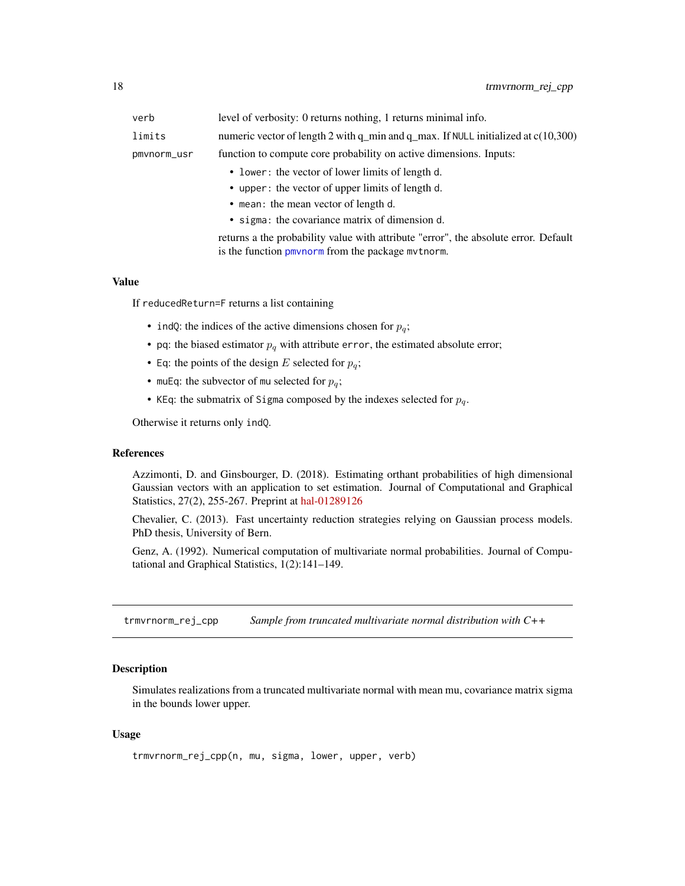| | |
|---|---|
| verb | level of verbosity: 0 returns nothing, 1 returns minimal info. |
| limits | numeric vector of length 2 with q_min and q_max. If NULL initialized at c(10,300) |
| pmvnorm_usr | function to compute core probability on active dimensions. Inputs: <br> • lower: the vector of lower limits of length d. <br> • upper: the vector of upper limits of length d. <br> • mean: the mean vector of length d. <br> • sigma: the covariance matrix of dimension d. <br> returns a the probability value with attribute "error", the absolute error. Default is the function pmvnorm from the package mvtnorm. |

### Value

If reducedReturn=F returns a list containing

- indQ: the indices of the active dimensions chosen for $p_q$;
- pq: the biased estimator $p_q$ with attribute error, the estimated absolute error;
- Eq: the points of the design $E$ selected for $p_q$;
- muEq: the subvector of mu selected for $p_q$;
- KEq: the submatrix of Sigma composed by the indexes selected for $p_q$.

Otherwise it returns only indQ.

### References

Azzimonti, D. and Ginsbourger, D. (2018). Estimating orthant probabilities of high dimensional Gaussian vectors with an application to set estimation. Journal of Computational and Graphical Statistics, 27(2), 255-267. Preprint at hal-01289126

Chevalier, C. (2013). Fast uncertainty reduction strategies relying on Gaussian process models. PhD thesis, University of Bern.

Genz, A. (1992). Numerical computation of multivariate normal probabilities. Journal of Computational and Graphical Statistics, 1(2):141–149.

---

## trmvrnorm_rej_cpp    *Sample from truncated multivariate normal distribution with C++*

### Description

Simulates realizations from a truncated multivariate normal with mean mu, covariance matrix sigma in the bounds lower upper.

### Usage

```
trmvrnorm_rej_cpp(n, mu, sigma, lower, upper, verb)
```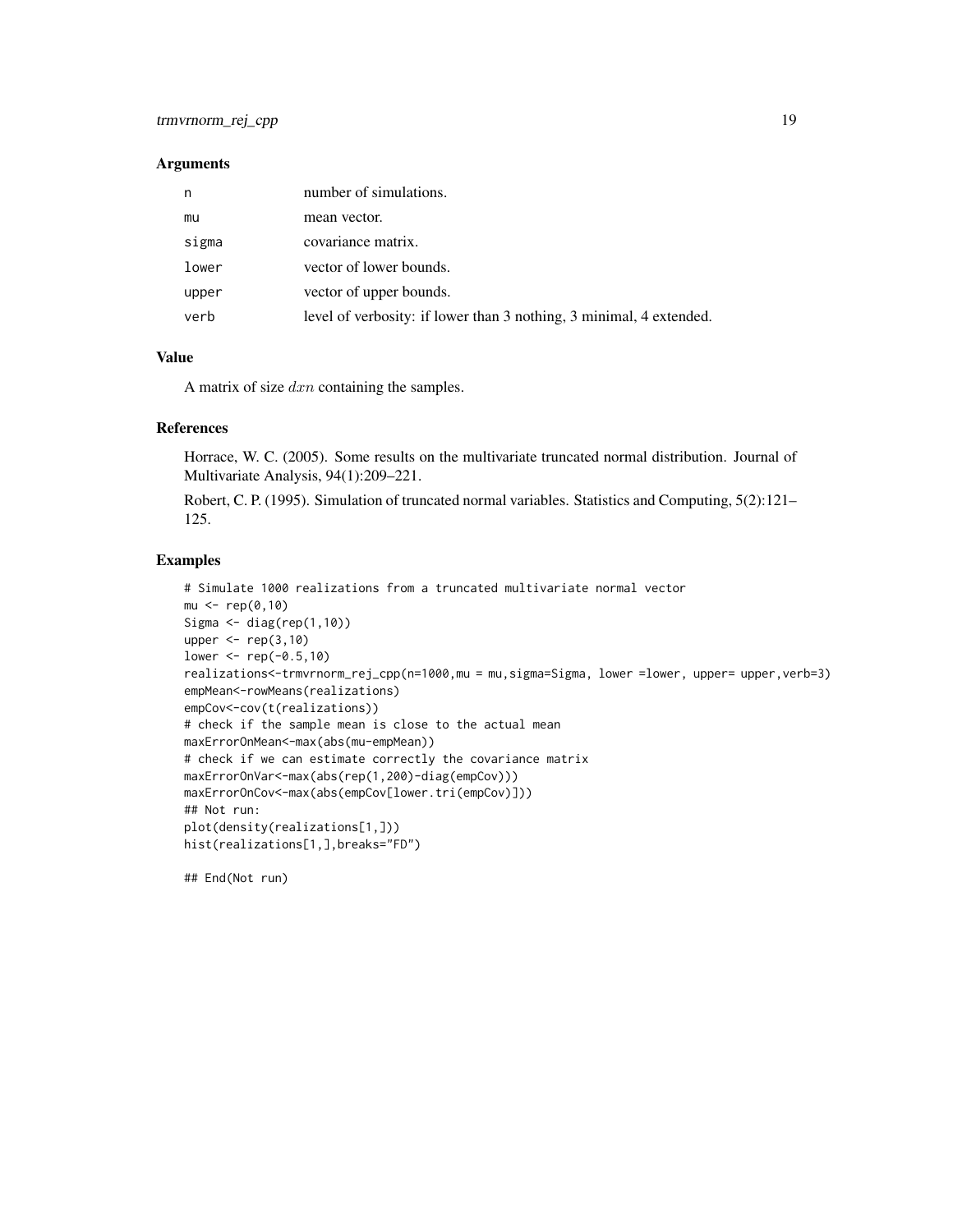### Arguments

| | |
|---|---|
| n | number of simulations. |
| mu | mean vector. |
| sigma | covariance matrix. |
| lower | vector of lower bounds. |
| upper | vector of upper bounds. |
| verb | level of verbosity: if lower than 3 nothing, 3 minimal, 4 extended. |

### Value

A matrix of size $dxn$ containing the samples.

### References

Horrace, W. C. (2005). Some results on the multivariate truncated normal distribution. Journal of Multivariate Analysis, 94(1):209–221.

Robert, C. P. (1995). Simulation of truncated normal variables. Statistics and Computing, 5(2):121–125.

### Examples

```
# Simulate 1000 realizations from a truncated multivariate normal vector
mu <- rep(0,10)
Sigma <- diag(rep(1,10))
upper <- rep(3,10)
lower <- rep(-0.5,10)
realizations<-trmvrnorm_rej_cpp(n=1000,mu = mu,sigma=Sigma, lower =lower, upper= upper,verb=3)
empMean<-rowMeans(realizations)
empCov<-cov(t(realizations))
# check if the sample mean is close to the actual mean
maxErrorOnMean<-max(abs(mu-empMean))
# check if we can estimate correctly the covariance matrix
maxErrorOnVar<-max(abs(rep(1,200)-diag(empCov)))
maxErrorOnCov<-max(abs(empCov[lower.tri(empCov)]))
## Not run:
plot(density(realizations[1,]))
hist(realizations[1,],breaks="FD")

## End(Not run)
```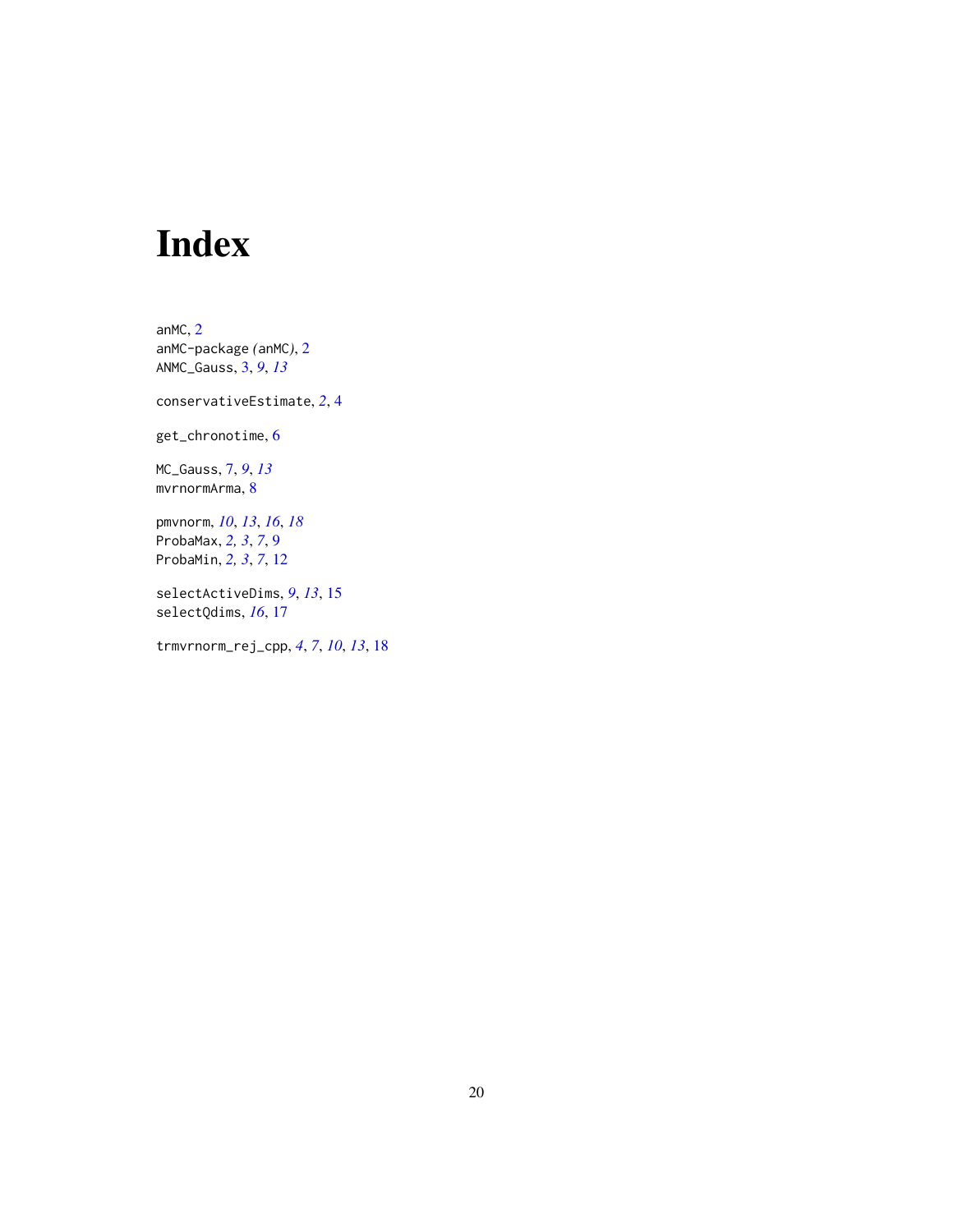# Index

anMC, 2
anMC-package (anMC), 2
ANMC_Gauss, 3, *9*, *13*

conservativeEstimate, *2*, 4

get_chronotime, 6

MC_Gauss, 7, *9*, *13*
mvrnormArma, 8

pmvnorm, *10*, *13*, *16*, *18*
ProbaMax, *2, 3*, *7*, 9
ProbaMin, *2, 3*, *7*, 12

selectActiveDims, *9*, *13*, 15
selectQdims, *16*, 17

trmvrnorm_rej_cpp, *4*, *7*, *10*, *13*, 18